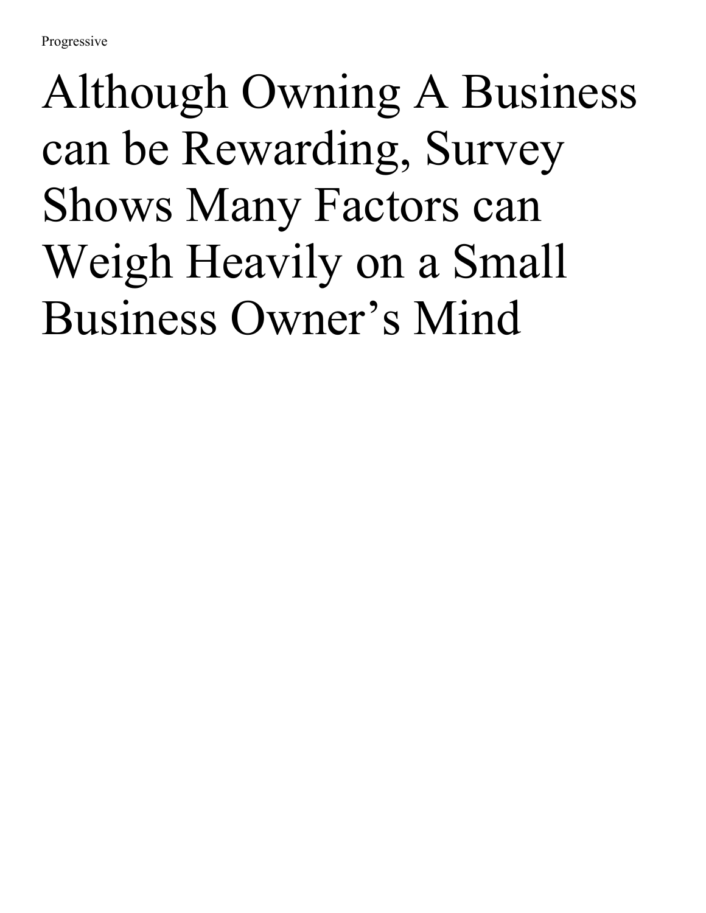Progressive

# Although Owning A Business can be Rewarding, Survey Shows Many Factors can Weigh Heavily on a Small Business Owner's Mind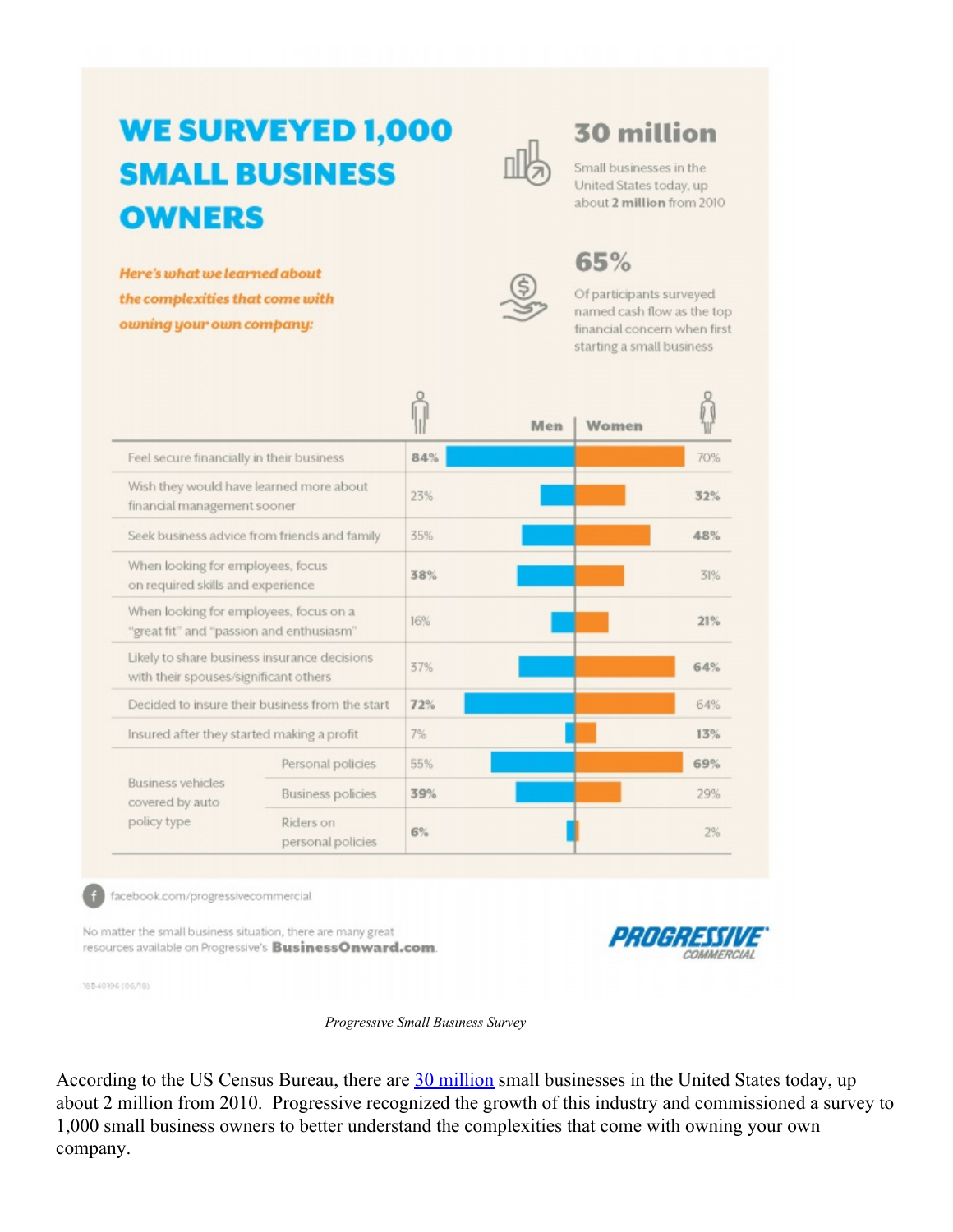# WE SURVEYED 1,000 SMALL BUSINESS OWNERS

*Here's what we learned about the complexities that come with owning your own company:*

**30 million**

Small businesses in the United States today, up about **2 million** from 2010

**65%**

Of participants surveyed named cash flow as the top financial concern when first starting a small business

| | | Men | Women |
|---|---|---|---|
| Feel secure financially in their business | | **84%** | 70% |
| Wish they would have learned more about financial management sooner | | 23% | **32%** |
| Seek business advice from friends and family | | 35% | **48%** |
| When looking for employees, focus on required skills and experience | | **38%** | 31% |
| When looking for employees, focus on a "great fit" and "passion and enthusiasm" | | 16% | **21%** |
| Likely to share business insurance decisions with their spouses/significant others | | 37% | **64%** |
| Decided to insure their business from the start | | **72%** | 64% |
| Insured after they started making a profit | | 7% | **13%** |
| Business vehicles covered by auto policy type | Personal policies | 55% | **69%** |
| | Business policies | **39%** | 29% |
| | Riders on personal policies | **6%** | 2% |

facebook.com/progressivecommercial

No matter the small business situation, there are many great resources available on Progressive's **BusinessOnward.com**.

PROGRESSIVE COMMERCIAL

18B40196 (06/18)

*Progressive Small Business Survey*

According to the US Census Bureau, there are 30 million small businesses in the United States today, up about 2 million from 2010. Progressive recognized the growth of this industry and commissioned a survey to 1,000 small business owners to better understand the complexities that come with owning your own company.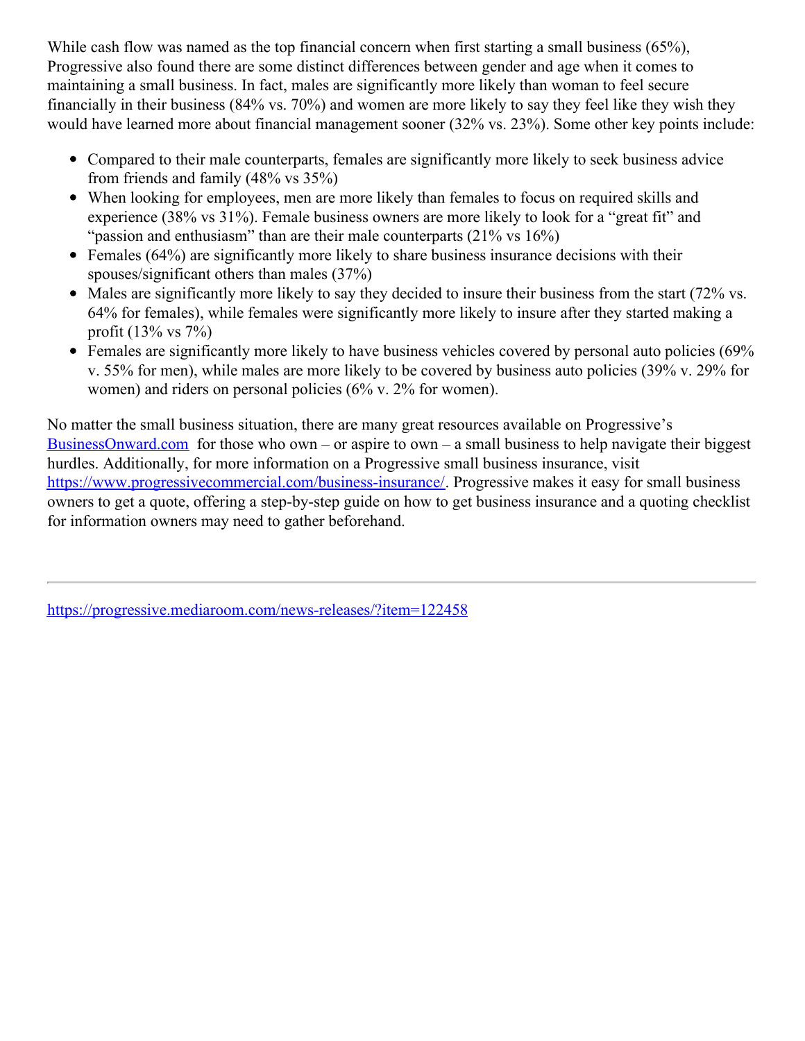While cash flow was named as the top financial concern when first starting a small business (65%), Progressive also found there are some distinct differences between gender and age when it comes to maintaining a small business. In fact, males are significantly more likely than woman to feel secure financially in their business (84% vs. 70%) and women are more likely to say they feel like they wish they would have learned more about financial management sooner (32% vs. 23%). Some other key points include:

- Compared to their male counterparts, females are significantly more likely to seek business advice from friends and family (48% vs 35%)
- When looking for employees, men are more likely than females to focus on required skills and experience (38% vs 31%). Female business owners are more likely to look for a "great fit" and "passion and enthusiasm" than are their male counterparts (21% vs 16%)
- Females (64%) are significantly more likely to share business insurance decisions with their spouses/significant others than males (37%)
- Males are significantly more likely to say they decided to insure their business from the start (72% vs. 64% for females), while females were significantly more likely to insure after they started making a profit (13% vs 7%)
- Females are significantly more likely to have business vehicles covered by personal auto policies (69% v. 55% for men), while males are more likely to be covered by business auto policies (39% v. 29% for women) and riders on personal policies (6% v. 2% for women).

No matter the small business situation, there are many great resources available on Progressive's [BusinessOnward.com](BusinessOnward.com) for those who own – or aspire to own – a small business to help navigate their biggest hurdles. Additionally, for more information on a Progressive small business insurance, visit [https://www.progressivecommercial.com/business-insurance/](https://www.progressivecommercial.com/business-insurance/). Progressive makes it easy for small business owners to get a quote, offering a step-by-step guide on how to get business insurance and a quoting checklist for information owners may need to gather beforehand.

---

[https://progressive.mediaroom.com/news-releases/?item=122458](https://progressive.mediaroom.com/news-releases/?item=122458)